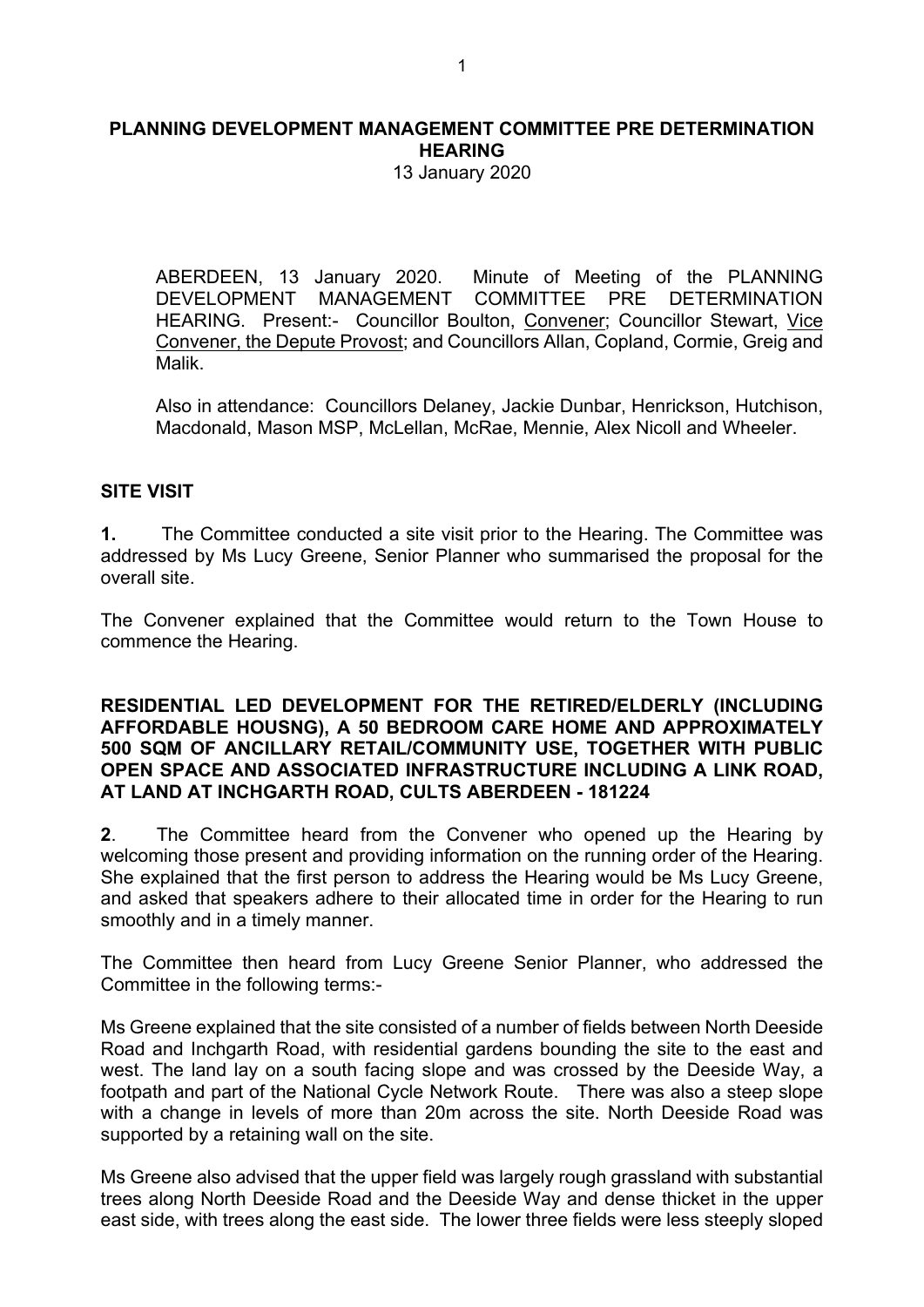# PLANNING DEVELOPMENT MANAGEMENT COMMITTEE PRE DETERMINATION HEARING

13 January 2020

ABERDEEN, 13 January 2020. Minute of Meeting of the PLANNING DEVELOPMENT MANAGEMENT COMMITTEE PRE DETERMINATION HEARING. Present:- Councillor Boulton, Convener; Councillor Stewart, Vice Convener, the Depute Provost; and Councillors Allan, Copland, Cormie, Greig and Malik.

Also in attendance: Councillors Delaney, Jackie Dunbar, Henrickson, Hutchison, Macdonald, Mason MSP, McLellan, McRae, Mennie, Alex Nicoll and Wheeler.

## SITE VISIT

**1.** The Committee conducted a site visit prior to the Hearing. The Committee was addressed by Ms Lucy Greene, Senior Planner who summarised the proposal for the overall site.

The Convener explained that the Committee would return to the Town House to commence the Hearing.

## RESIDENTIAL LED DEVELOPMENT FOR THE RETIRED/ELDERLY (INCLUDING AFFORDABLE HOUSNG), A 50 BEDROOM CARE HOME AND APPROXIMATELY 500 SQM OF ANCILLARY RETAIL/COMMUNITY USE, TOGETHER WITH PUBLIC OPEN SPACE AND ASSOCIATED INFRASTRUCTURE INCLUDING A LINK ROAD, AT LAND AT INCHGARTH ROAD, CULTS ABERDEEN - 181224

**2**. The Committee heard from the Convener who opened up the Hearing by welcoming those present and providing information on the running order of the Hearing. She explained that the first person to address the Hearing would be Ms Lucy Greene, and asked that speakers adhere to their allocated time in order for the Hearing to run smoothly and in a timely manner.

The Committee then heard from Lucy Greene Senior Planner, who addressed the Committee in the following terms:-

Ms Greene explained that the site consisted of a number of fields between North Deeside Road and Inchgarth Road, with residential gardens bounding the site to the east and west. The land lay on a south facing slope and was crossed by the Deeside Way, a footpath and part of the National Cycle Network Route. There was also a steep slope with a change in levels of more than 20m across the site. North Deeside Road was supported by a retaining wall on the site.

Ms Greene also advised that the upper field was largely rough grassland with substantial trees along North Deeside Road and the Deeside Way and dense thicket in the upper east side, with trees along the east side. The lower three fields were less steeply sloped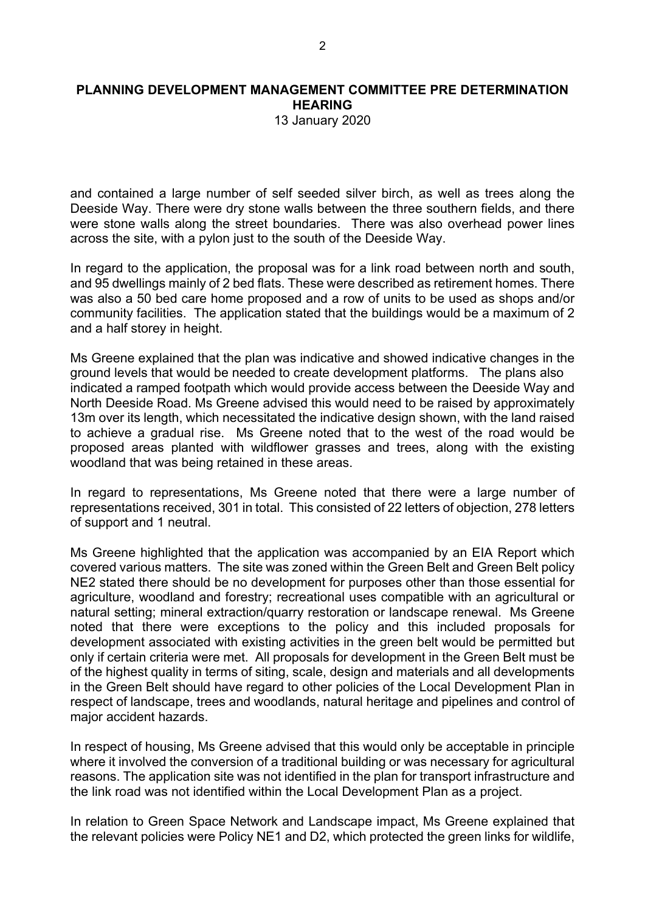and contained a large number of self seeded silver birch, as well as trees along the Deeside Way. There were dry stone walls between the three southern fields, and there were stone walls along the street boundaries. There was also overhead power lines across the site, with a pylon just to the south of the Deeside Way.

In regard to the application, the proposal was for a link road between north and south, and 95 dwellings mainly of 2 bed flats. These were described as retirement homes. There was also a 50 bed care home proposed and a row of units to be used as shops and/or community facilities. The application stated that the buildings would be a maximum of 2 and a half storey in height.

Ms Greene explained that the plan was indicative and showed indicative changes in the ground levels that would be needed to create development platforms. The plans also indicated a ramped footpath which would provide access between the Deeside Way and North Deeside Road. Ms Greene advised this would need to be raised by approximately 13m over its length, which necessitated the indicative design shown, with the land raised to achieve a gradual rise. Ms Greene noted that to the west of the road would be proposed areas planted with wildflower grasses and trees, along with the existing woodland that was being retained in these areas.

In regard to representations, Ms Greene noted that there were a large number of representations received, 301 in total. This consisted of 22 letters of objection, 278 letters of support and 1 neutral.

Ms Greene highlighted that the application was accompanied by an EIA Report which covered various matters. The site was zoned within the Green Belt and Green Belt policy NE2 stated there should be no development for purposes other than those essential for agriculture, woodland and forestry; recreational uses compatible with an agricultural or natural setting; mineral extraction/quarry restoration or landscape renewal. Ms Greene noted that there were exceptions to the policy and this included proposals for development associated with existing activities in the green belt would be permitted but only if certain criteria were met. All proposals for development in the Green Belt must be of the highest quality in terms of siting, scale, design and materials and all developments in the Green Belt should have regard to other policies of the Local Development Plan in respect of landscape, trees and woodlands, natural heritage and pipelines and control of major accident hazards.

In respect of housing, Ms Greene advised that this would only be acceptable in principle where it involved the conversion of a traditional building or was necessary for agricultural reasons. The application site was not identified in the plan for transport infrastructure and the link road was not identified within the Local Development Plan as a project.

In relation to Green Space Network and Landscape impact, Ms Greene explained that the relevant policies were Policy NE1 and D2, which protected the green links for wildlife,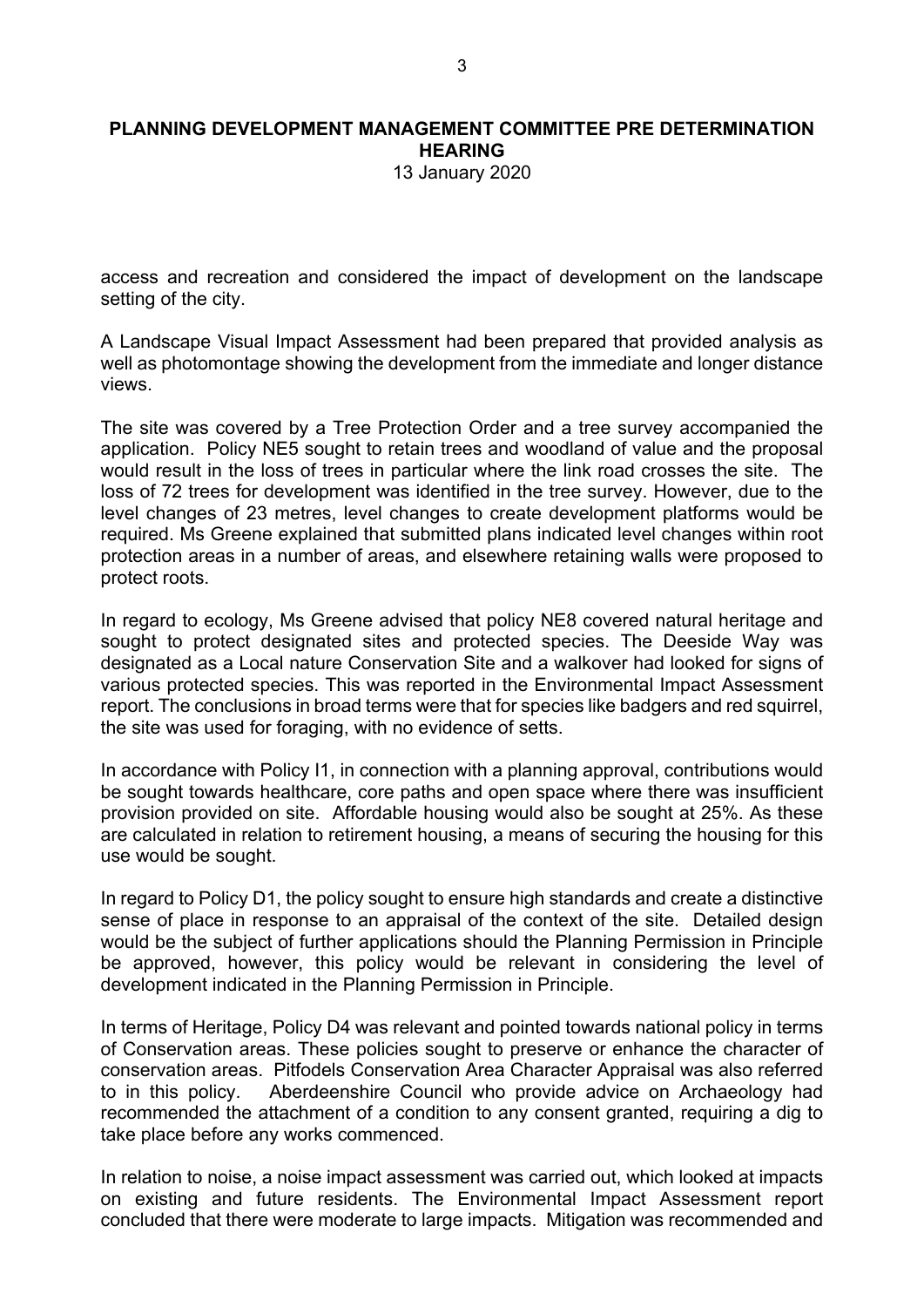access and recreation and considered the impact of development on the landscape setting of the city.

A Landscape Visual Impact Assessment had been prepared that provided analysis as well as photomontage showing the development from the immediate and longer distance views.

The site was covered by a Tree Protection Order and a tree survey accompanied the application. Policy NE5 sought to retain trees and woodland of value and the proposal would result in the loss of trees in particular where the link road crosses the site. The loss of 72 trees for development was identified in the tree survey. However, due to the level changes of 23 metres, level changes to create development platforms would be required. Ms Greene explained that submitted plans indicated level changes within root protection areas in a number of areas, and elsewhere retaining walls were proposed to protect roots.

In regard to ecology, Ms Greene advised that policy NE8 covered natural heritage and sought to protect designated sites and protected species. The Deeside Way was designated as a Local nature Conservation Site and a walkover had looked for signs of various protected species. This was reported in the Environmental Impact Assessment report. The conclusions in broad terms were that for species like badgers and red squirrel, the site was used for foraging, with no evidence of setts.

In accordance with Policy I1, in connection with a planning approval, contributions would be sought towards healthcare, core paths and open space where there was insufficient provision provided on site. Affordable housing would also be sought at 25%. As these are calculated in relation to retirement housing, a means of securing the housing for this use would be sought.

In regard to Policy D1, the policy sought to ensure high standards and create a distinctive sense of place in response to an appraisal of the context of the site. Detailed design would be the subject of further applications should the Planning Permission in Principle be approved, however, this policy would be relevant in considering the level of development indicated in the Planning Permission in Principle.

In terms of Heritage, Policy D4 was relevant and pointed towards national policy in terms of Conservation areas. These policies sought to preserve or enhance the character of conservation areas. Pitfodels Conservation Area Character Appraisal was also referred to in this policy. Aberdeenshire Council who provide advice on Archaeology had recommended the attachment of a condition to any consent granted, requiring a dig to take place before any works commenced.

In relation to noise, a noise impact assessment was carried out, which looked at impacts on existing and future residents. The Environmental Impact Assessment report concluded that there were moderate to large impacts. Mitigation was recommended and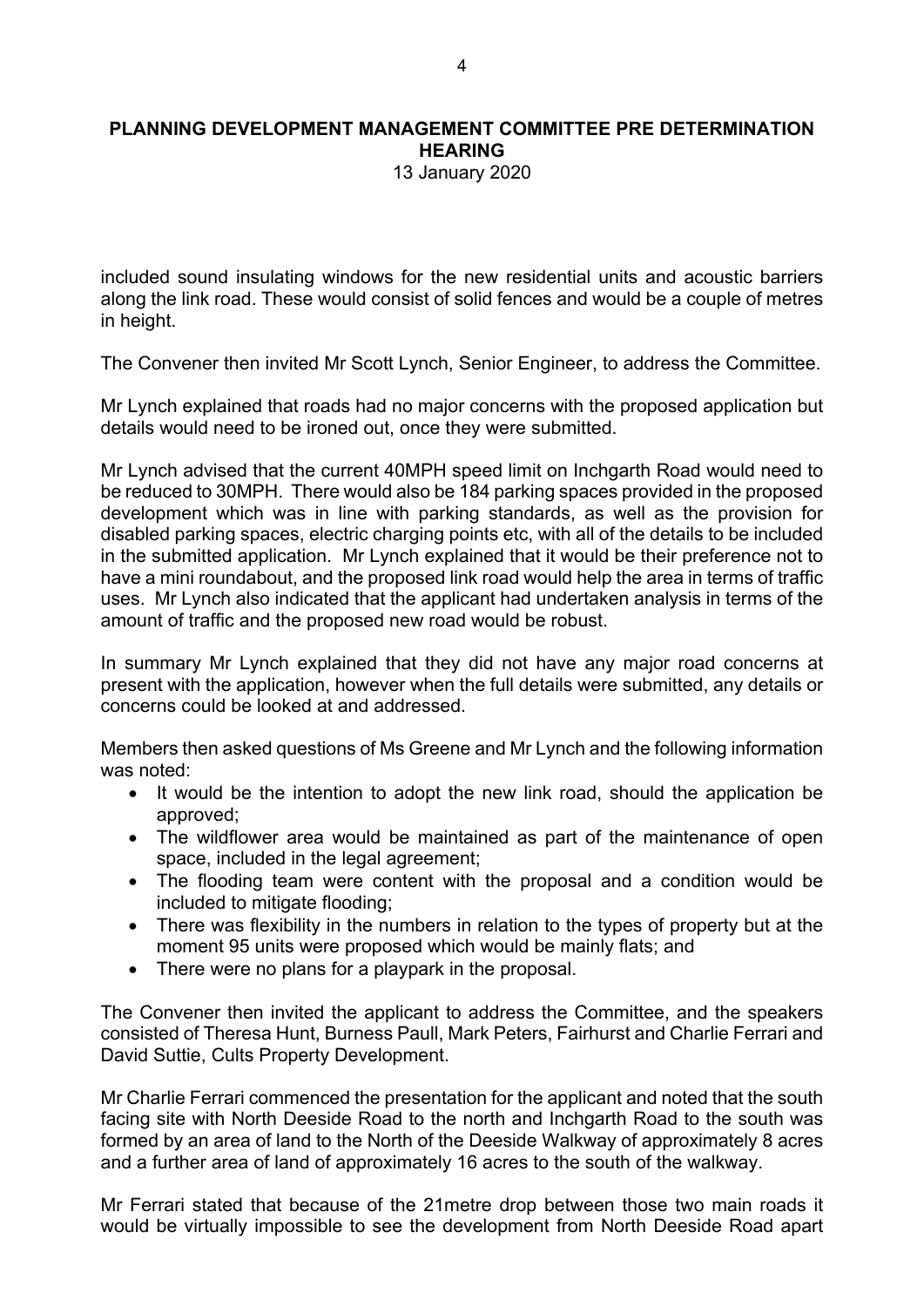**PLANNING DEVELOPMENT MANAGEMENT COMMITTEE PRE DETERMINATION HEARING**
13 January 2020

included sound insulating windows for the new residential units and acoustic barriers along the link road. These would consist of solid fences and would be a couple of metres in height.

The Convener then invited Mr Scott Lynch, Senior Engineer, to address the Committee.

Mr Lynch explained that roads had no major concerns with the proposed application but details would need to be ironed out, once they were submitted.

Mr Lynch advised that the current 40MPH speed limit on Inchgarth Road would need to be reduced to 30MPH. There would also be 184 parking spaces provided in the proposed development which was in line with parking standards, as well as the provision for disabled parking spaces, electric charging points etc, with all of the details to be included in the submitted application. Mr Lynch explained that it would be their preference not to have a mini roundabout, and the proposed link road would help the area in terms of traffic uses. Mr Lynch also indicated that the applicant had undertaken analysis in terms of the amount of traffic and the proposed new road would be robust.

In summary Mr Lynch explained that they did not have any major road concerns at present with the application, however when the full details were submitted, any details or concerns could be looked at and addressed.

Members then asked questions of Ms Greene and Mr Lynch and the following information was noted:

- It would be the intention to adopt the new link road, should the application be approved;
- The wildflower area would be maintained as part of the maintenance of open space, included in the legal agreement;
- The flooding team were content with the proposal and a condition would be included to mitigate flooding;
- There was flexibility in the numbers in relation to the types of property but at the moment 95 units were proposed which would be mainly flats; and
- There were no plans for a playpark in the proposal.

The Convener then invited the applicant to address the Committee, and the speakers consisted of Theresa Hunt, Burness Paull, Mark Peters, Fairhurst and Charlie Ferrari and David Suttie, Cults Property Development.

Mr Charlie Ferrari commenced the presentation for the applicant and noted that the south facing site with North Deeside Road to the north and Inchgarth Road to the south was formed by an area of land to the North of the Deeside Walkway of approximately 8 acres and a further area of land of approximately 16 acres to the south of the walkway.

Mr Ferrari stated that because of the 21metre drop between those two main roads it would be virtually impossible to see the development from North Deeside Road apart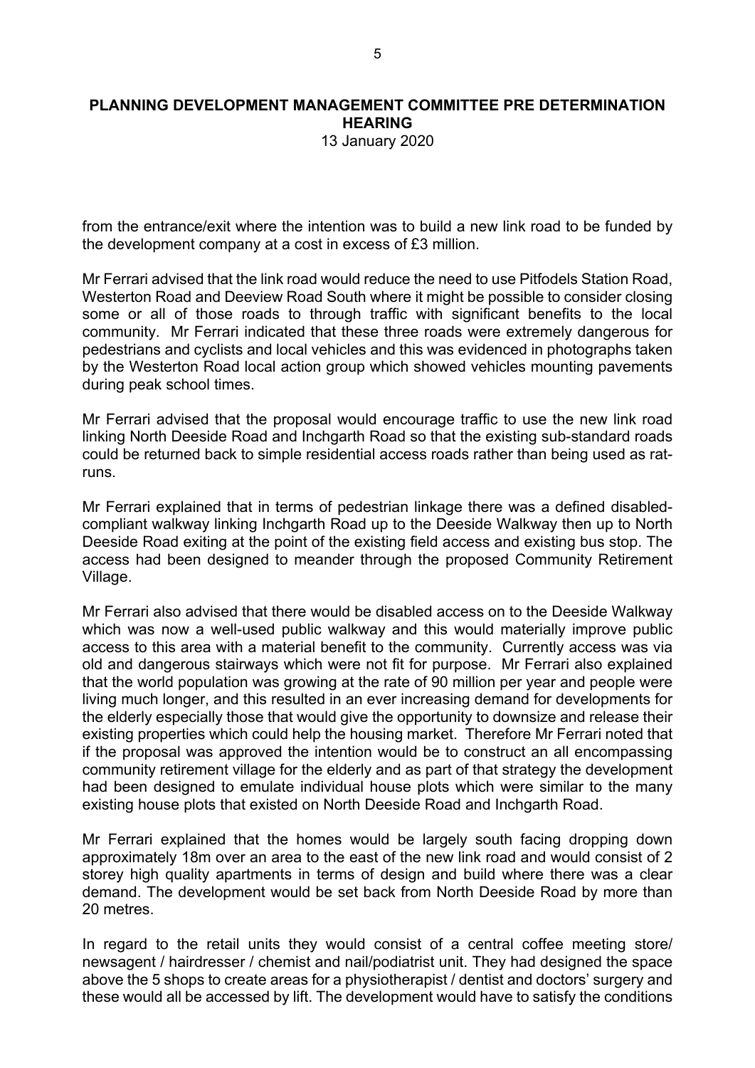from the entrance/exit where the intention was to build a new link road to be funded by the development company at a cost in excess of £3 million.

Mr Ferrari advised that the link road would reduce the need to use Pitfodels Station Road, Westerton Road and Deeview Road South where it might be possible to consider closing some or all of those roads to through traffic with significant benefits to the local community. Mr Ferrari indicated that these three roads were extremely dangerous for pedestrians and cyclists and local vehicles and this was evidenced in photographs taken by the Westerton Road local action group which showed vehicles mounting pavements during peak school times.

Mr Ferrari advised that the proposal would encourage traffic to use the new link road linking North Deeside Road and Inchgarth Road so that the existing sub-standard roads could be returned back to simple residential access roads rather than being used as rat-runs.

Mr Ferrari explained that in terms of pedestrian linkage there was a defined disabled-compliant walkway linking Inchgarth Road up to the Deeside Walkway then up to North Deeside Road exiting at the point of the existing field access and existing bus stop. The access had been designed to meander through the proposed Community Retirement Village.

Mr Ferrari also advised that there would be disabled access on to the Deeside Walkway which was now a well-used public walkway and this would materially improve public access to this area with a material benefit to the community. Currently access was via old and dangerous stairways which were not fit for purpose. Mr Ferrari also explained that the world population was growing at the rate of 90 million per year and people were living much longer, and this resulted in an ever increasing demand for developments for the elderly especially those that would give the opportunity to downsize and release their existing properties which could help the housing market. Therefore Mr Ferrari noted that if the proposal was approved the intention would be to construct an all encompassing community retirement village for the elderly and as part of that strategy the development had been designed to emulate individual house plots which were similar to the many existing house plots that existed on North Deeside Road and Inchgarth Road.

Mr Ferrari explained that the homes would be largely south facing dropping down approximately 18m over an area to the east of the new link road and would consist of 2 storey high quality apartments in terms of design and build where there was a clear demand. The development would be set back from North Deeside Road by more than 20 metres.

In regard to the retail units they would consist of a central coffee meeting store/ newsagent / hairdresser / chemist and nail/podiatrist unit. They had designed the space above the 5 shops to create areas for a physiotherapist / dentist and doctors' surgery and these would all be accessed by lift. The development would have to satisfy the conditions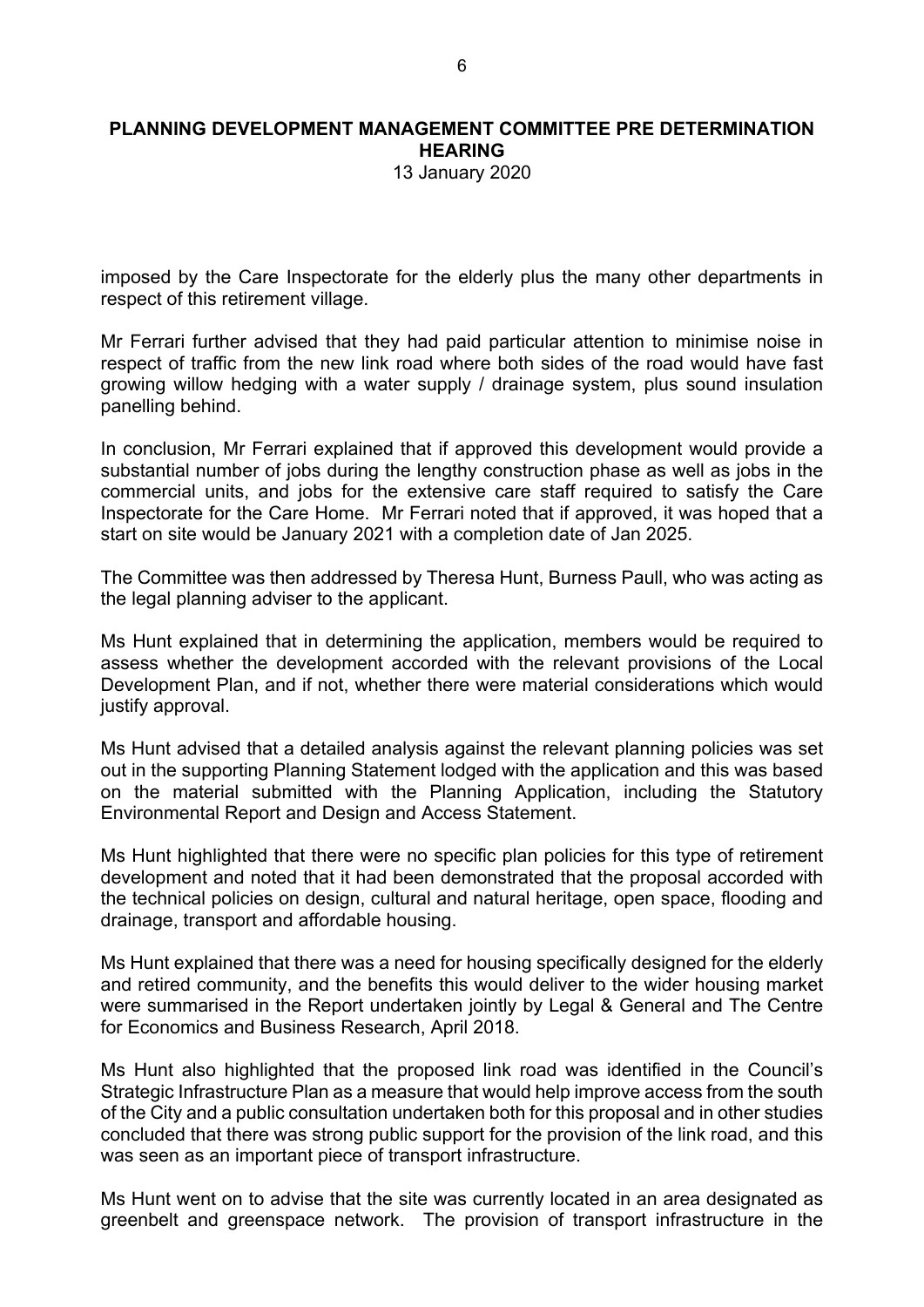imposed by the Care Inspectorate for the elderly plus the many other departments in respect of this retirement village.

Mr Ferrari further advised that they had paid particular attention to minimise noise in respect of traffic from the new link road where both sides of the road would have fast growing willow hedging with a water supply / drainage system, plus sound insulation panelling behind.

In conclusion, Mr Ferrari explained that if approved this development would provide a substantial number of jobs during the lengthy construction phase as well as jobs in the commercial units, and jobs for the extensive care staff required to satisfy the Care Inspectorate for the Care Home. Mr Ferrari noted that if approved, it was hoped that a start on site would be January 2021 with a completion date of Jan 2025.

The Committee was then addressed by Theresa Hunt, Burness Paull, who was acting as the legal planning adviser to the applicant.

Ms Hunt explained that in determining the application, members would be required to assess whether the development accorded with the relevant provisions of the Local Development Plan, and if not, whether there were material considerations which would justify approval.

Ms Hunt advised that a detailed analysis against the relevant planning policies was set out in the supporting Planning Statement lodged with the application and this was based on the material submitted with the Planning Application, including the Statutory Environmental Report and Design and Access Statement.

Ms Hunt highlighted that there were no specific plan policies for this type of retirement development and noted that it had been demonstrated that the proposal accorded with the technical policies on design, cultural and natural heritage, open space, flooding and drainage, transport and affordable housing.

Ms Hunt explained that there was a need for housing specifically designed for the elderly and retired community, and the benefits this would deliver to the wider housing market were summarised in the Report undertaken jointly by Legal & General and The Centre for Economics and Business Research, April 2018.

Ms Hunt also highlighted that the proposed link road was identified in the Council's Strategic Infrastructure Plan as a measure that would help improve access from the south of the City and a public consultation undertaken both for this proposal and in other studies concluded that there was strong public support for the provision of the link road, and this was seen as an important piece of transport infrastructure.

Ms Hunt went on to advise that the site was currently located in an area designated as greenbelt and greenspace network. The provision of transport infrastructure in the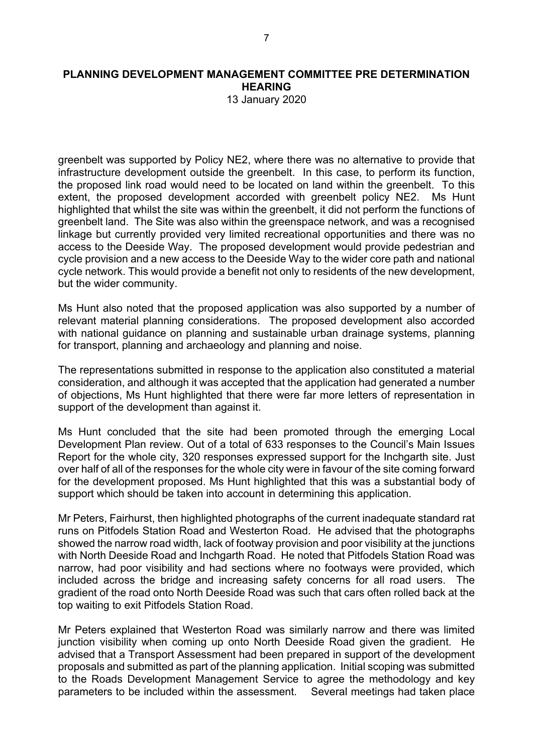greenbelt was supported by Policy NE2, where there was no alternative to provide that infrastructure development outside the greenbelt. In this case, to perform its function, the proposed link road would need to be located on land within the greenbelt. To this extent, the proposed development accorded with greenbelt policy NE2. Ms Hunt highlighted that whilst the site was within the greenbelt, it did not perform the functions of greenbelt land. The Site was also within the greenspace network, and was a recognised linkage but currently provided very limited recreational opportunities and there was no access to the Deeside Way. The proposed development would provide pedestrian and cycle provision and a new access to the Deeside Way to the wider core path and national cycle network. This would provide a benefit not only to residents of the new development, but the wider community.

Ms Hunt also noted that the proposed application was also supported by a number of relevant material planning considerations. The proposed development also accorded with national guidance on planning and sustainable urban drainage systems, planning for transport, planning and archaeology and planning and noise.

The representations submitted in response to the application also constituted a material consideration, and although it was accepted that the application had generated a number of objections, Ms Hunt highlighted that there were far more letters of representation in support of the development than against it.

Ms Hunt concluded that the site had been promoted through the emerging Local Development Plan review. Out of a total of 633 responses to the Council's Main Issues Report for the whole city, 320 responses expressed support for the Inchgarth site. Just over half of all of the responses for the whole city were in favour of the site coming forward for the development proposed. Ms Hunt highlighted that this was a substantial body of support which should be taken into account in determining this application.

Mr Peters, Fairhurst, then highlighted photographs of the current inadequate standard rat runs on Pitfodels Station Road and Westerton Road. He advised that the photographs showed the narrow road width, lack of footway provision and poor visibility at the junctions with North Deeside Road and Inchgarth Road. He noted that Pitfodels Station Road was narrow, had poor visibility and had sections where no footways were provided, which included across the bridge and increasing safety concerns for all road users. The gradient of the road onto North Deeside Road was such that cars often rolled back at the top waiting to exit Pitfodels Station Road.

Mr Peters explained that Westerton Road was similarly narrow and there was limited junction visibility when coming up onto North Deeside Road given the gradient. He advised that a Transport Assessment had been prepared in support of the development proposals and submitted as part of the planning application. Initial scoping was submitted to the Roads Development Management Service to agree the methodology and key parameters to be included within the assessment. Several meetings had taken place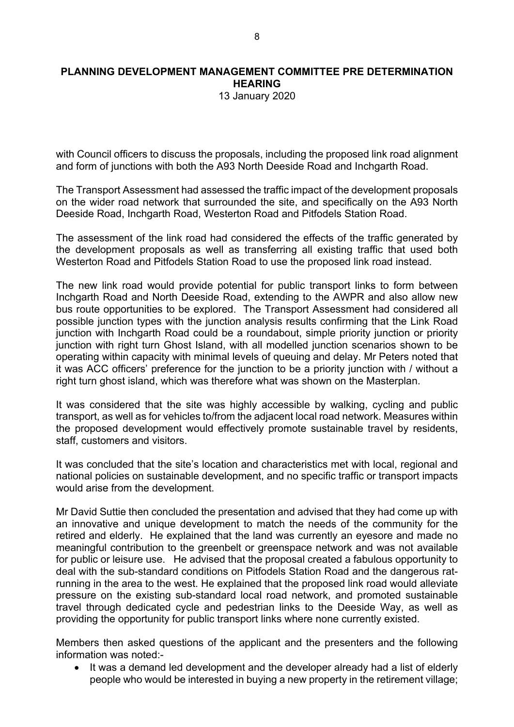with Council officers to discuss the proposals, including the proposed link road alignment and form of junctions with both the A93 North Deeside Road and Inchgarth Road.

The Transport Assessment had assessed the traffic impact of the development proposals on the wider road network that surrounded the site, and specifically on the A93 North Deeside Road, Inchgarth Road, Westerton Road and Pitfodels Station Road.

The assessment of the link road had considered the effects of the traffic generated by the development proposals as well as transferring all existing traffic that used both Westerton Road and Pitfodels Station Road to use the proposed link road instead.

The new link road would provide potential for public transport links to form between Inchgarth Road and North Deeside Road, extending to the AWPR and also allow new bus route opportunities to be explored. The Transport Assessment had considered all possible junction types with the junction analysis results confirming that the Link Road junction with Inchgarth Road could be a roundabout, simple priority junction or priority junction with right turn Ghost Island, with all modelled junction scenarios shown to be operating within capacity with minimal levels of queuing and delay. Mr Peters noted that it was ACC officers' preference for the junction to be a priority junction with / without a right turn ghost island, which was therefore what was shown on the Masterplan.

It was considered that the site was highly accessible by walking, cycling and public transport, as well as for vehicles to/from the adjacent local road network. Measures within the proposed development would effectively promote sustainable travel by residents, staff, customers and visitors.

It was concluded that the site's location and characteristics met with local, regional and national policies on sustainable development, and no specific traffic or transport impacts would arise from the development.

Mr David Suttie then concluded the presentation and advised that they had come up with an innovative and unique development to match the needs of the community for the retired and elderly. He explained that the land was currently an eyesore and made no meaningful contribution to the greenbelt or greenspace network and was not available for public or leisure use. He advised that the proposal created a fabulous opportunity to deal with the sub-standard conditions on Pitfodels Station Road and the dangerous rat-running in the area to the west. He explained that the proposed link road would alleviate pressure on the existing sub-standard local road network, and promoted sustainable travel through dedicated cycle and pedestrian links to the Deeside Way, as well as providing the opportunity for public transport links where none currently existed.

Members then asked questions of the applicant and the presenters and the following information was noted:-

- It was a demand led development and the developer already had a list of elderly people who would be interested in buying a new property in the retirement village;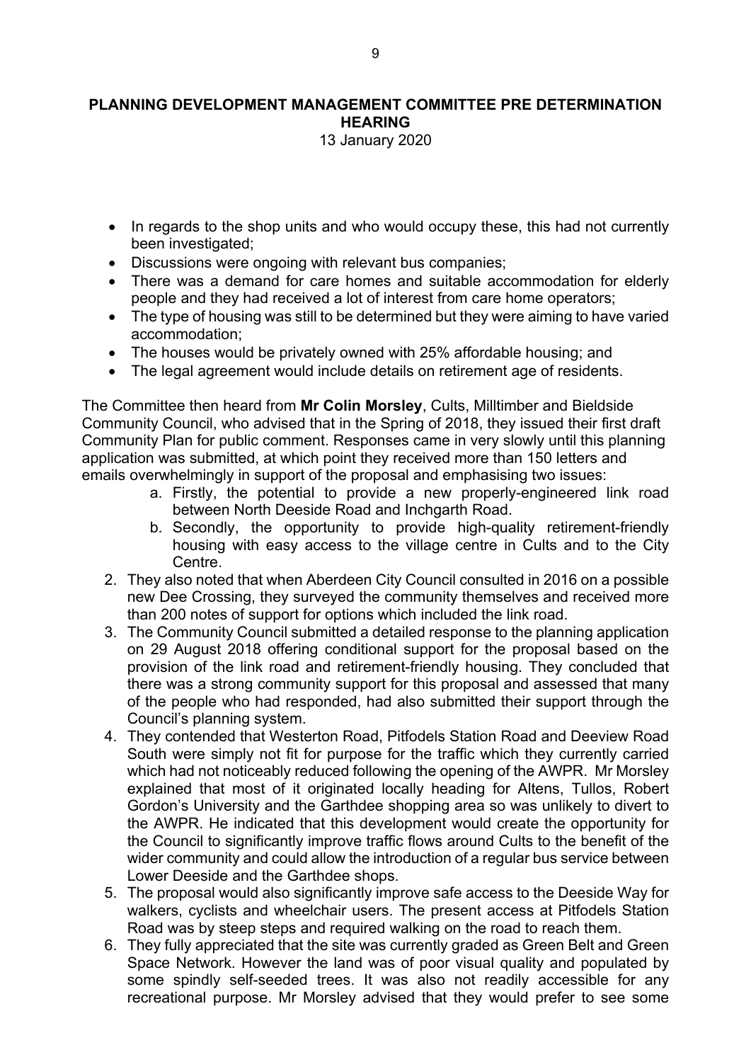**PLANNING DEVELOPMENT MANAGEMENT COMMITTEE PRE DETERMINATION HEARING**

13 January 2020

- In regards to the shop units and who would occupy these, this had not currently been investigated;
- Discussions were ongoing with relevant bus companies;
- There was a demand for care homes and suitable accommodation for elderly people and they had received a lot of interest from care home operators;
- The type of housing was still to be determined but they were aiming to have varied accommodation;
- The houses would be privately owned with 25% affordable housing; and
- The legal agreement would include details on retirement age of residents.

The Committee then heard from **Mr Colin Morsley**, Cults, Milltimber and Bieldside Community Council, who advised that in the Spring of 2018, they issued their first draft Community Plan for public comment. Responses came in very slowly until this planning application was submitted, at which point they received more than 150 letters and emails overwhelmingly in support of the proposal and emphasising two issues:

   a. Firstly, the potential to provide a new properly-engineered link road between North Deeside Road and Inchgarth Road.
   b. Secondly, the opportunity to provide high-quality retirement-friendly housing with easy access to the village centre in Cults and to the City Centre.

2. They also noted that when Aberdeen City Council consulted in 2016 on a possible new Dee Crossing, they surveyed the community themselves and received more than 200 notes of support for options which included the link road.
3. The Community Council submitted a detailed response to the planning application on 29 August 2018 offering conditional support for the proposal based on the provision of the link road and retirement-friendly housing. They concluded that there was a strong community support for this proposal and assessed that many of the people who had responded, had also submitted their support through the Council's planning system.
4. They contended that Westerton Road, Pitfodels Station Road and Deeview Road South were simply not fit for purpose for the traffic which they currently carried which had not noticeably reduced following the opening of the AWPR. Mr Morsley explained that most of it originated locally heading for Altens, Tullos, Robert Gordon's University and the Garthdee shopping area so was unlikely to divert to the AWPR. He indicated that this development would create the opportunity for the Council to significantly improve traffic flows around Cults to the benefit of the wider community and could allow the introduction of a regular bus service between Lower Deeside and the Garthdee shops.
5. The proposal would also significantly improve safe access to the Deeside Way for walkers, cyclists and wheelchair users. The present access at Pitfodels Station Road was by steep steps and required walking on the road to reach them.
6. They fully appreciated that the site was currently graded as Green Belt and Green Space Network. However the land was of poor visual quality and populated by some spindly self-seeded trees. It was also not readily accessible for any recreational purpose. Mr Morsley advised that they would prefer to see some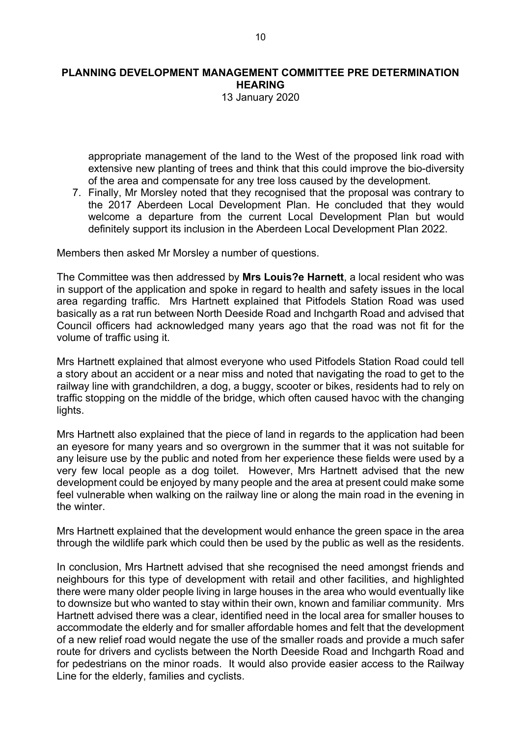appropriate management of the land to the West of the proposed link road with extensive new planting of trees and think that this could improve the bio-diversity of the area and compensate for any tree loss caused by the development.

7. Finally, Mr Morsley noted that they recognised that the proposal was contrary to the 2017 Aberdeen Local Development Plan. He concluded that they would welcome a departure from the current Local Development Plan but would definitely support its inclusion in the Aberdeen Local Development Plan 2022.

Members then asked Mr Morsley a number of questions.

The Committee was then addressed by **Mrs Louis?e Harnett**, a local resident who was in support of the application and spoke in regard to health and safety issues in the local area regarding traffic. Mrs Hartnett explained that Pitfodels Station Road was used basically as a rat run between North Deeside Road and Inchgarth Road and advised that Council officers had acknowledged many years ago that the road was not fit for the volume of traffic using it.

Mrs Hartnett explained that almost everyone who used Pitfodels Station Road could tell a story about an accident or a near miss and noted that navigating the road to get to the railway line with grandchildren, a dog, a buggy, scooter or bikes, residents had to rely on traffic stopping on the middle of the bridge, which often caused havoc with the changing lights.

Mrs Hartnett also explained that the piece of land in regards to the application had been an eyesore for many years and so overgrown in the summer that it was not suitable for any leisure use by the public and noted from her experience these fields were used by a very few local people as a dog toilet. However, Mrs Hartnett advised that the new development could be enjoyed by many people and the area at present could make some feel vulnerable when walking on the railway line or along the main road in the evening in the winter.

Mrs Hartnett explained that the development would enhance the green space in the area through the wildlife park which could then be used by the public as well as the residents.

In conclusion, Mrs Hartnett advised that she recognised the need amongst friends and neighbours for this type of development with retail and other facilities, and highlighted there were many older people living in large houses in the area who would eventually like to downsize but who wanted to stay within their own, known and familiar community. Mrs Hartnett advised there was a clear, identified need in the local area for smaller houses to accommodate the elderly and for smaller affordable homes and felt that the development of a new relief road would negate the use of the smaller roads and provide a much safer route for drivers and cyclists between the North Deeside Road and Inchgarth Road and for pedestrians on the minor roads. It would also provide easier access to the Railway Line for the elderly, families and cyclists.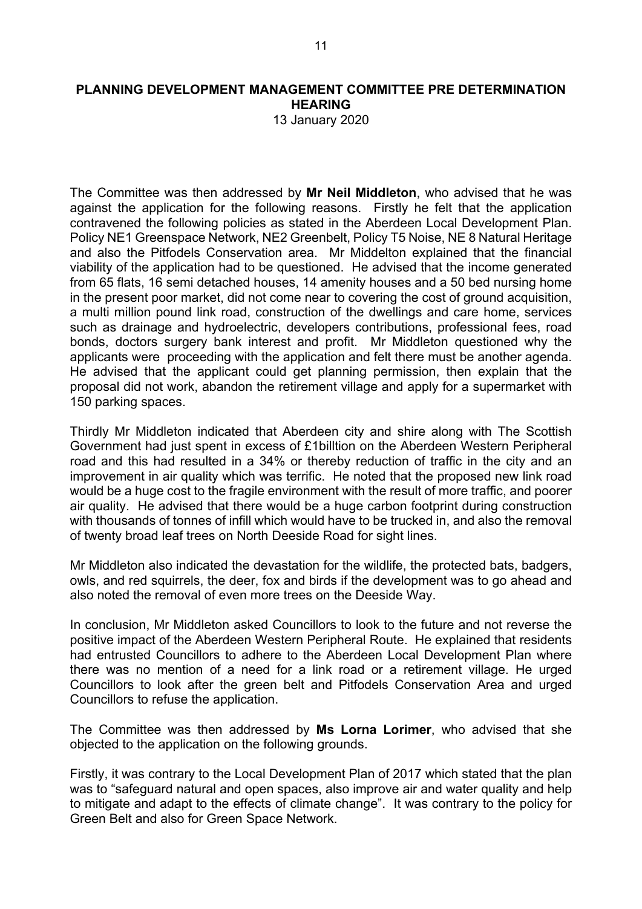## PLANNING DEVELOPMENT MANAGEMENT COMMITTEE PRE DETERMINATION HEARING

13 January 2020

The Committee was then addressed by **Mr Neil Middleton**, who advised that he was against the application for the following reasons. Firstly he felt that the application contravened the following policies as stated in the Aberdeen Local Development Plan. Policy NE1 Greenspace Network, NE2 Greenbelt, Policy T5 Noise, NE 8 Natural Heritage and also the Pitfodels Conservation area. Mr Middelton explained that the financial viability of the application had to be questioned. He advised that the income generated from 65 flats, 16 semi detached houses, 14 amenity houses and a 50 bed nursing home in the present poor market, did not come near to covering the cost of ground acquisition, a multi million pound link road, construction of the dwellings and care home, services such as drainage and hydroelectric, developers contributions, professional fees, road bonds, doctors surgery bank interest and profit. Mr Middleton questioned why the applicants were proceeding with the application and felt there must be another agenda. He advised that the applicant could get planning permission, then explain that the proposal did not work, abandon the retirement village and apply for a supermarket with 150 parking spaces.

Thirdly Mr Middleton indicated that Aberdeen city and shire along with The Scottish Government had just spent in excess of £1billtion on the Aberdeen Western Peripheral road and this had resulted in a 34% or thereby reduction of traffic in the city and an improvement in air quality which was terrific. He noted that the proposed new link road would be a huge cost to the fragile environment with the result of more traffic, and poorer air quality. He advised that there would be a huge carbon footprint during construction with thousands of tonnes of infill which would have to be trucked in, and also the removal of twenty broad leaf trees on North Deeside Road for sight lines.

Mr Middleton also indicated the devastation for the wildlife, the protected bats, badgers, owls, and red squirrels, the deer, fox and birds if the development was to go ahead and also noted the removal of even more trees on the Deeside Way.

In conclusion, Mr Middleton asked Councillors to look to the future and not reverse the positive impact of the Aberdeen Western Peripheral Route. He explained that residents had entrusted Councillors to adhere to the Aberdeen Local Development Plan where there was no mention of a need for a link road or a retirement village. He urged Councillors to look after the green belt and Pitfodels Conservation Area and urged Councillors to refuse the application.

The Committee was then addressed by **Ms Lorna Lorimer**, who advised that she objected to the application on the following grounds.

Firstly, it was contrary to the Local Development Plan of 2017 which stated that the plan was to "safeguard natural and open spaces, also improve air and water quality and help to mitigate and adapt to the effects of climate change". It was contrary to the policy for Green Belt and also for Green Space Network.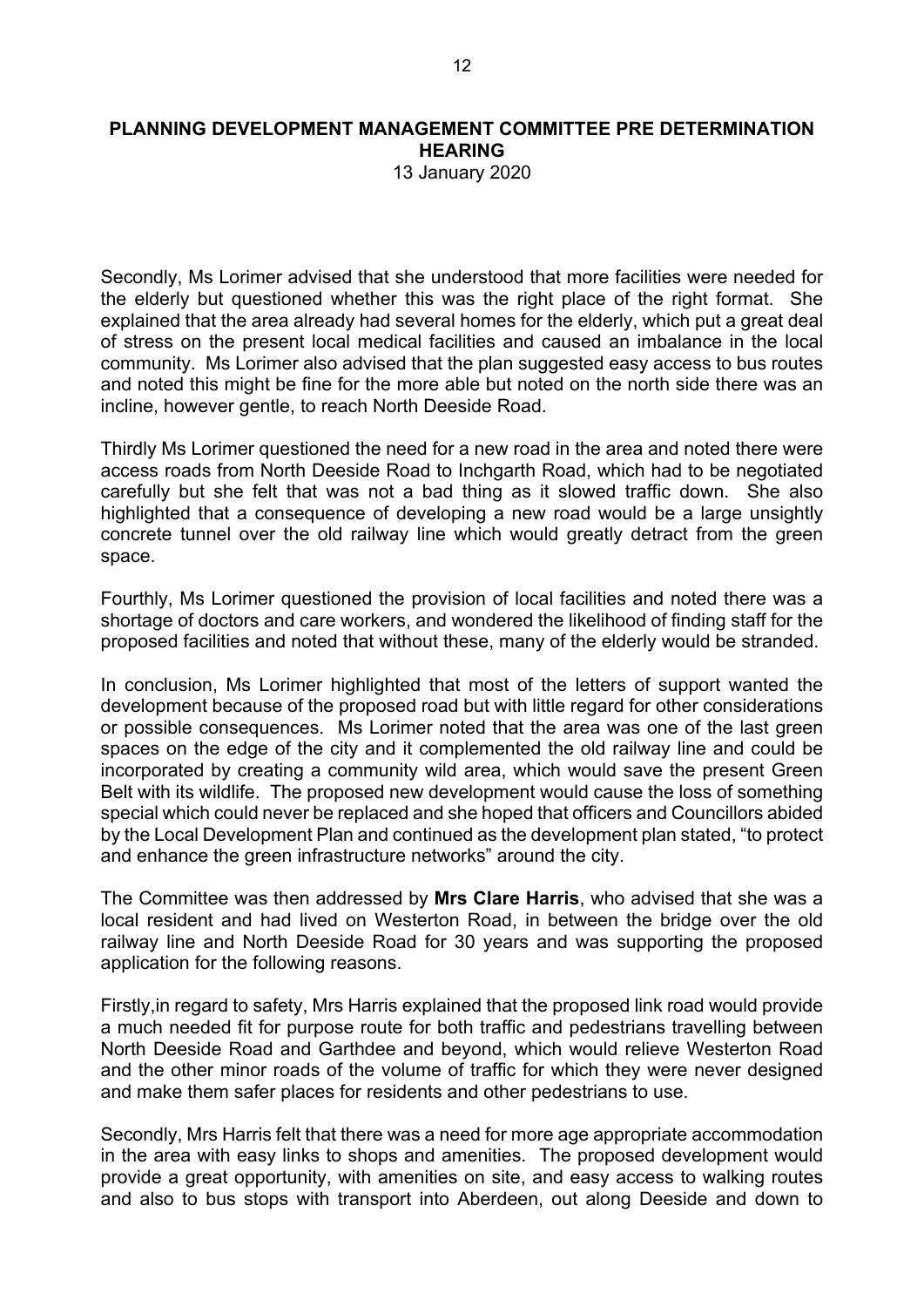**PLANNING DEVELOPMENT MANAGEMENT COMMITTEE PRE DETERMINATION HEARING**
13 January 2020

Secondly, Ms Lorimer advised that she understood that more facilities were needed for the elderly but questioned whether this was the right place of the right format. She explained that the area already had several homes for the elderly, which put a great deal of stress on the present local medical facilities and caused an imbalance in the local community. Ms Lorimer also advised that the plan suggested easy access to bus routes and noted this might be fine for the more able but noted on the north side there was an incline, however gentle, to reach North Deeside Road.

Thirdly Ms Lorimer questioned the need for a new road in the area and noted there were access roads from North Deeside Road to Inchgarth Road, which had to be negotiated carefully but she felt that was not a bad thing as it slowed traffic down. She also highlighted that a consequence of developing a new road would be a large unsightly concrete tunnel over the old railway line which would greatly detract from the green space.

Fourthly, Ms Lorimer questioned the provision of local facilities and noted there was a shortage of doctors and care workers, and wondered the likelihood of finding staff for the proposed facilities and noted that without these, many of the elderly would be stranded.

In conclusion, Ms Lorimer highlighted that most of the letters of support wanted the development because of the proposed road but with little regard for other considerations or possible consequences. Ms Lorimer noted that the area was one of the last green spaces on the edge of the city and it complemented the old railway line and could be incorporated by creating a community wild area, which would save the present Green Belt with its wildlife. The proposed new development would cause the loss of something special which could never be replaced and she hoped that officers and Councillors abided by the Local Development Plan and continued as the development plan stated, "to protect and enhance the green infrastructure networks" around the city.

The Committee was then addressed by **Mrs Clare Harris**, who advised that she was a local resident and had lived on Westerton Road, in between the bridge over the old railway line and North Deeside Road for 30 years and was supporting the proposed application for the following reasons.

Firstly,in regard to safety, Mrs Harris explained that the proposed link road would provide a much needed fit for purpose route for both traffic and pedestrians travelling between North Deeside Road and Garthdee and beyond, which would relieve Westerton Road and the other minor roads of the volume of traffic for which they were never designed and make them safer places for residents and other pedestrians to use.

Secondly, Mrs Harris felt that there was a need for more age appropriate accommodation in the area with easy links to shops and amenities. The proposed development would provide a great opportunity, with amenities on site, and easy access to walking routes and also to bus stops with transport into Aberdeen, out along Deeside and down to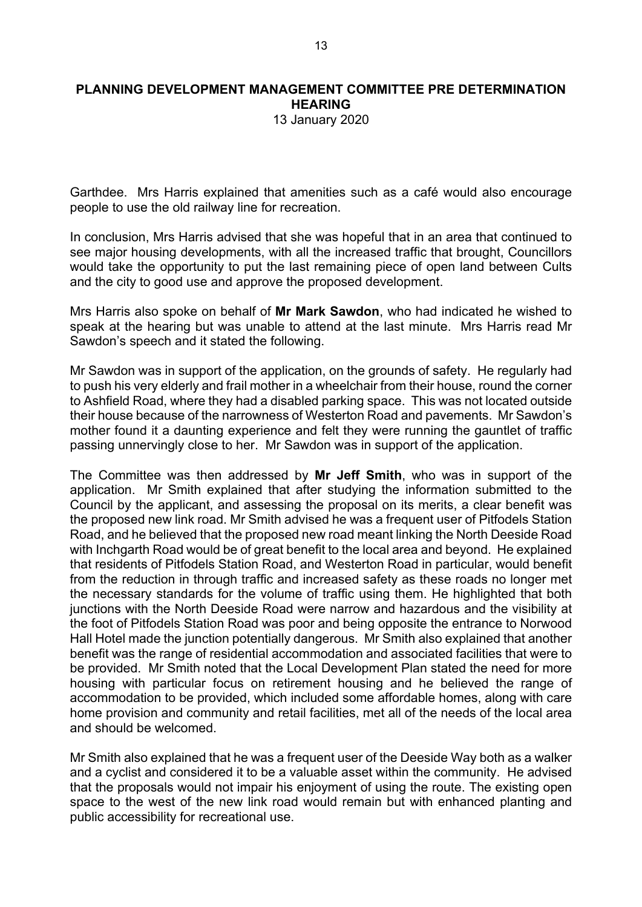Garthdee. Mrs Harris explained that amenities such as a café would also encourage people to use the old railway line for recreation.

In conclusion, Mrs Harris advised that she was hopeful that in an area that continued to see major housing developments, with all the increased traffic that brought, Councillors would take the opportunity to put the last remaining piece of open land between Cults and the city to good use and approve the proposed development.

Mrs Harris also spoke on behalf of **Mr Mark Sawdon**, who had indicated he wished to speak at the hearing but was unable to attend at the last minute. Mrs Harris read Mr Sawdon's speech and it stated the following.

Mr Sawdon was in support of the application, on the grounds of safety. He regularly had to push his very elderly and frail mother in a wheelchair from their house, round the corner to Ashfield Road, where they had a disabled parking space. This was not located outside their house because of the narrowness of Westerton Road and pavements. Mr Sawdon's mother found it a daunting experience and felt they were running the gauntlet of traffic passing unnervingly close to her. Mr Sawdon was in support of the application.

The Committee was then addressed by **Mr Jeff Smith**, who was in support of the application. Mr Smith explained that after studying the information submitted to the Council by the applicant, and assessing the proposal on its merits, a clear benefit was the proposed new link road. Mr Smith advised he was a frequent user of Pitfodels Station Road, and he believed that the proposed new road meant linking the North Deeside Road with Inchgarth Road would be of great benefit to the local area and beyond. He explained that residents of Pitfodels Station Road, and Westerton Road in particular, would benefit from the reduction in through traffic and increased safety as these roads no longer met the necessary standards for the volume of traffic using them. He highlighted that both junctions with the North Deeside Road were narrow and hazardous and the visibility at the foot of Pitfodels Station Road was poor and being opposite the entrance to Norwood Hall Hotel made the junction potentially dangerous. Mr Smith also explained that another benefit was the range of residential accommodation and associated facilities that were to be provided. Mr Smith noted that the Local Development Plan stated the need for more housing with particular focus on retirement housing and he believed the range of accommodation to be provided, which included some affordable homes, along with care home provision and community and retail facilities, met all of the needs of the local area and should be welcomed.

Mr Smith also explained that he was a frequent user of the Deeside Way both as a walker and a cyclist and considered it to be a valuable asset within the community. He advised that the proposals would not impair his enjoyment of using the route. The existing open space to the west of the new link road would remain but with enhanced planting and public accessibility for recreational use.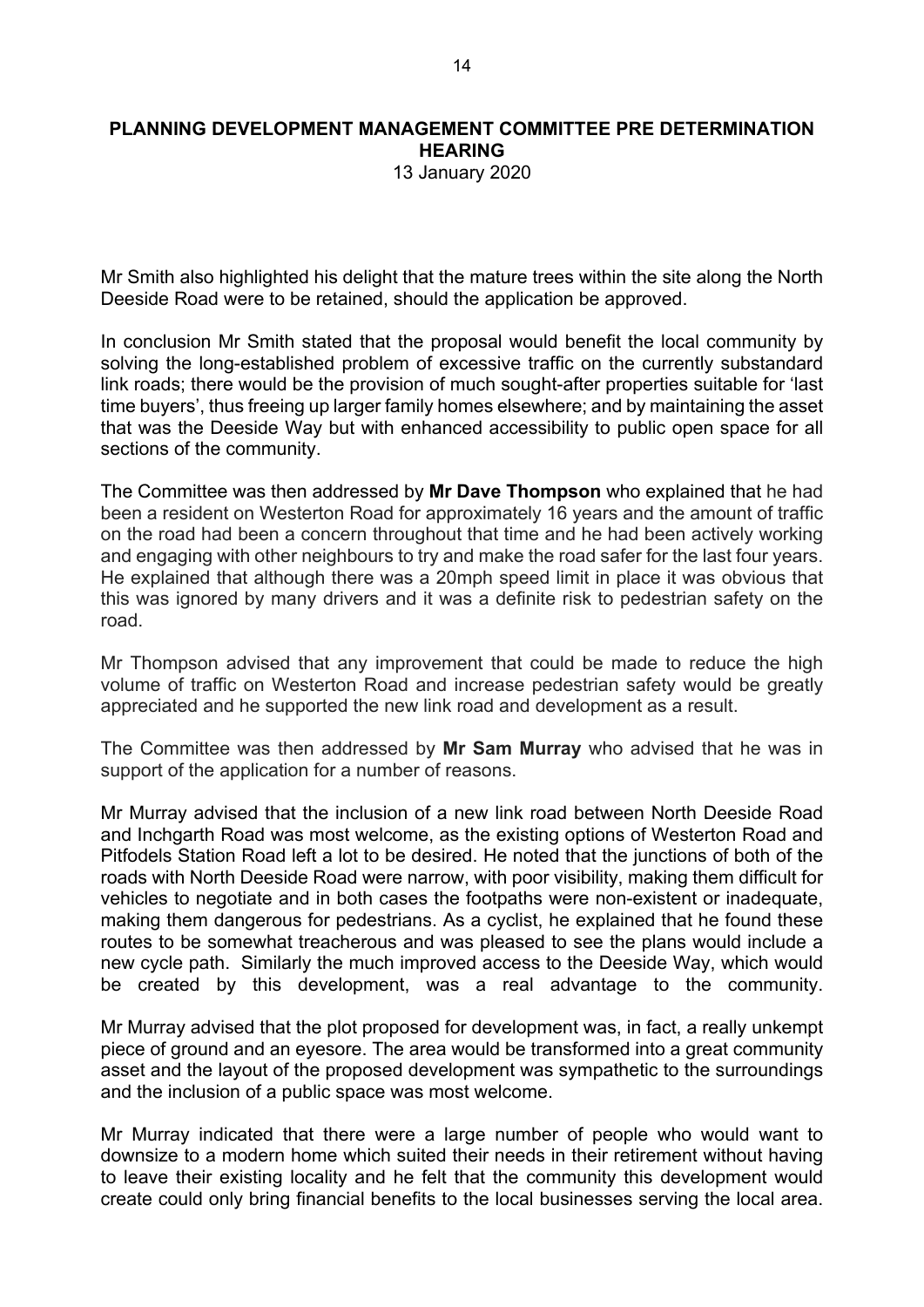**PLANNING DEVELOPMENT MANAGEMENT COMMITTEE PRE DETERMINATION HEARING**
13 January 2020

Mr Smith also highlighted his delight that the mature trees within the site along the North Deeside Road were to be retained, should the application be approved.

In conclusion Mr Smith stated that the proposal would benefit the local community by solving the long-established problem of excessive traffic on the currently substandard link roads; there would be the provision of much sought-after properties suitable for 'last time buyers', thus freeing up larger family homes elsewhere; and by maintaining the asset that was the Deeside Way but with enhanced accessibility to public open space for all sections of the community.

The Committee was then addressed by **Mr Dave Thompson** who explained that he had been a resident on Westerton Road for approximately 16 years and the amount of traffic on the road had been a concern throughout that time and he had been actively working and engaging with other neighbours to try and make the road safer for the last four years. He explained that although there was a 20mph speed limit in place it was obvious that this was ignored by many drivers and it was a definite risk to pedestrian safety on the road.

Mr Thompson advised that any improvement that could be made to reduce the high volume of traffic on Westerton Road and increase pedestrian safety would be greatly appreciated and he supported the new link road and development as a result.

The Committee was then addressed by **Mr Sam Murray** who advised that he was in support of the application for a number of reasons.

Mr Murray advised that the inclusion of a new link road between North Deeside Road and Inchgarth Road was most welcome, as the existing options of Westerton Road and Pitfodels Station Road left a lot to be desired. He noted that the junctions of both of the roads with North Deeside Road were narrow, with poor visibility, making them difficult for vehicles to negotiate and in both cases the footpaths were non-existent or inadequate, making them dangerous for pedestrians. As a cyclist, he explained that he found these routes to be somewhat treacherous and was pleased to see the plans would include a new cycle path. Similarly the much improved access to the Deeside Way, which would be created by this development, was a real advantage to the community.

Mr Murray advised that the plot proposed for development was, in fact, a really unkempt piece of ground and an eyesore. The area would be transformed into a great community asset and the layout of the proposed development was sympathetic to the surroundings and the inclusion of a public space was most welcome.

Mr Murray indicated that there were a large number of people who would want to downsize to a modern home which suited their needs in their retirement without having to leave their existing locality and he felt that the community this development would create could only bring financial benefits to the local businesses serving the local area.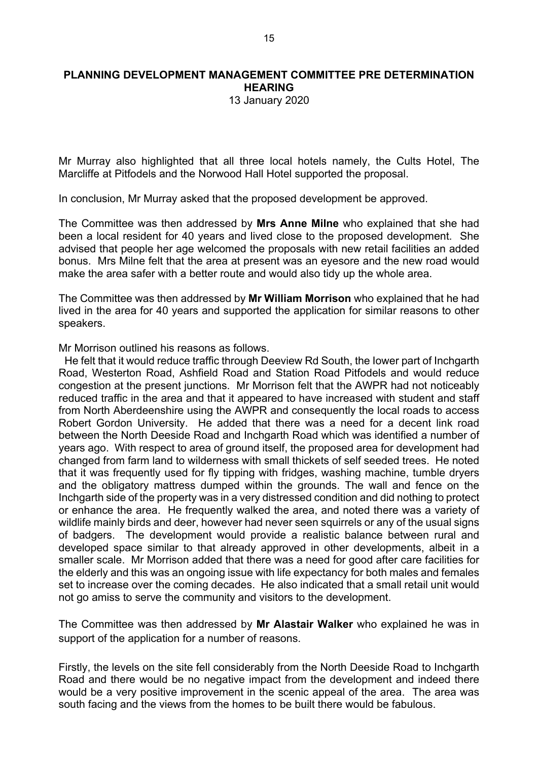**PLANNING DEVELOPMENT MANAGEMENT COMMITTEE PRE DETERMINATION HEARING**
13 January 2020

Mr Murray also highlighted that all three local hotels namely, the Cults Hotel, The Marcliffe at Pitfodels and the Norwood Hall Hotel supported the proposal.

In conclusion, Mr Murray asked that the proposed development be approved.

The Committee was then addressed by **Mrs Anne Milne** who explained that she had been a local resident for 40 years and lived close to the proposed development. She advised that people her age welcomed the proposals with new retail facilities an added bonus. Mrs Milne felt that the area at present was an eyesore and the new road would make the area safer with a better route and would also tidy up the whole area.

The Committee was then addressed by **Mr William Morrison** who explained that he had lived in the area for 40 years and supported the application for similar reasons to other speakers.

Mr Morrison outlined his reasons as follows.

He felt that it would reduce traffic through Deeview Rd South, the lower part of Inchgarth Road, Westerton Road, Ashfield Road and Station Road Pitfodels and would reduce congestion at the present junctions. Mr Morrison felt that the AWPR had not noticeably reduced traffic in the area and that it appeared to have increased with student and staff from North Aberdeenshire using the AWPR and consequently the local roads to access Robert Gordon University. He added that there was a need for a decent link road between the North Deeside Road and Inchgarth Road which was identified a number of years ago. With respect to area of ground itself, the proposed area for development had changed from farm land to wilderness with small thickets of self seeded trees. He noted that it was frequently used for fly tipping with fridges, washing machine, tumble dryers and the obligatory mattress dumped within the grounds. The wall and fence on the Inchgarth side of the property was in a very distressed condition and did nothing to protect or enhance the area. He frequently walked the area, and noted there was a variety of wildlife mainly birds and deer, however had never seen squirrels or any of the usual signs of badgers. The development would provide a realistic balance between rural and developed space similar to that already approved in other developments, albeit in a smaller scale. Mr Morrison added that there was a need for good after care facilities for the elderly and this was an ongoing issue with life expectancy for both males and females set to increase over the coming decades. He also indicated that a small retail unit would not go amiss to serve the community and visitors to the development.

The Committee was then addressed by **Mr Alastair Walker** who explained he was in support of the application for a number of reasons.

Firstly, the levels on the site fell considerably from the North Deeside Road to Inchgarth Road and there would be no negative impact from the development and indeed there would be a very positive improvement in the scenic appeal of the area. The area was south facing and the views from the homes to be built there would be fabulous.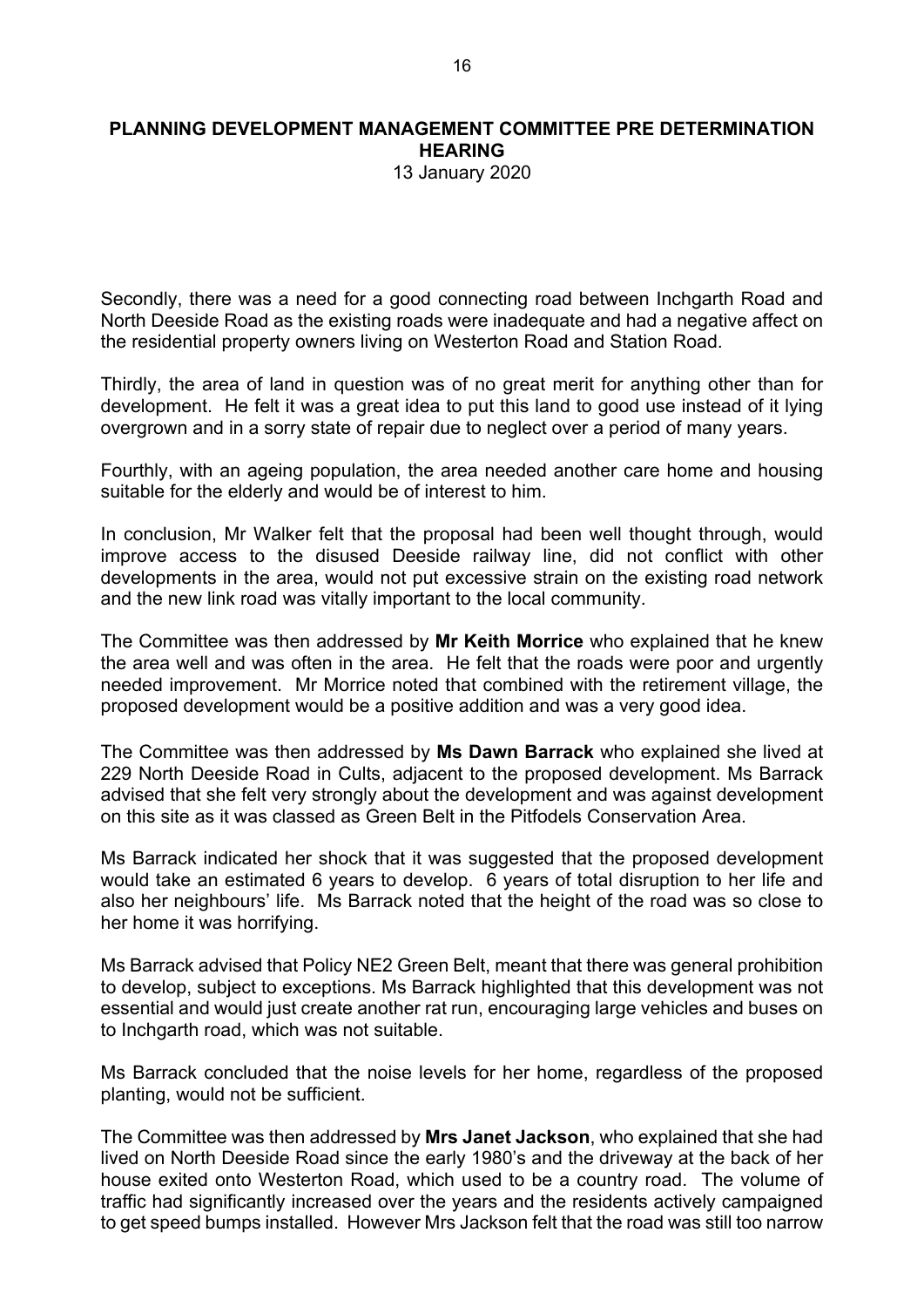**PLANNING DEVELOPMENT MANAGEMENT COMMITTEE PRE DETERMINATION HEARING**

13 January 2020

Secondly, there was a need for a good connecting road between Inchgarth Road and North Deeside Road as the existing roads were inadequate and had a negative affect on the residential property owners living on Westerton Road and Station Road.

Thirdly, the area of land in question was of no great merit for anything other than for development. He felt it was a great idea to put this land to good use instead of it lying overgrown and in a sorry state of repair due to neglect over a period of many years.

Fourthly, with an ageing population, the area needed another care home and housing suitable for the elderly and would be of interest to him.

In conclusion, Mr Walker felt that the proposal had been well thought through, would improve access to the disused Deeside railway line, did not conflict with other developments in the area, would not put excessive strain on the existing road network and the new link road was vitally important to the local community.

The Committee was then addressed by **Mr Keith Morrice** who explained that he knew the area well and was often in the area. He felt that the roads were poor and urgently needed improvement. Mr Morrice noted that combined with the retirement village, the proposed development would be a positive addition and was a very good idea.

The Committee was then addressed by **Ms Dawn Barrack** who explained she lived at 229 North Deeside Road in Cults, adjacent to the proposed development. Ms Barrack advised that she felt very strongly about the development and was against development on this site as it was classed as Green Belt in the Pitfodels Conservation Area.

Ms Barrack indicated her shock that it was suggested that the proposed development would take an estimated 6 years to develop. 6 years of total disruption to her life and also her neighbours' life. Ms Barrack noted that the height of the road was so close to her home it was horrifying.

Ms Barrack advised that Policy NE2 Green Belt, meant that there was general prohibition to develop, subject to exceptions. Ms Barrack highlighted that this development was not essential and would just create another rat run, encouraging large vehicles and buses on to Inchgarth road, which was not suitable.

Ms Barrack concluded that the noise levels for her home, regardless of the proposed planting, would not be sufficient.

The Committee was then addressed by **Mrs Janet Jackson**, who explained that she had lived on North Deeside Road since the early 1980's and the driveway at the back of her house exited onto Westerton Road, which used to be a country road. The volume of traffic had significantly increased over the years and the residents actively campaigned to get speed bumps installed. However Mrs Jackson felt that the road was still too narrow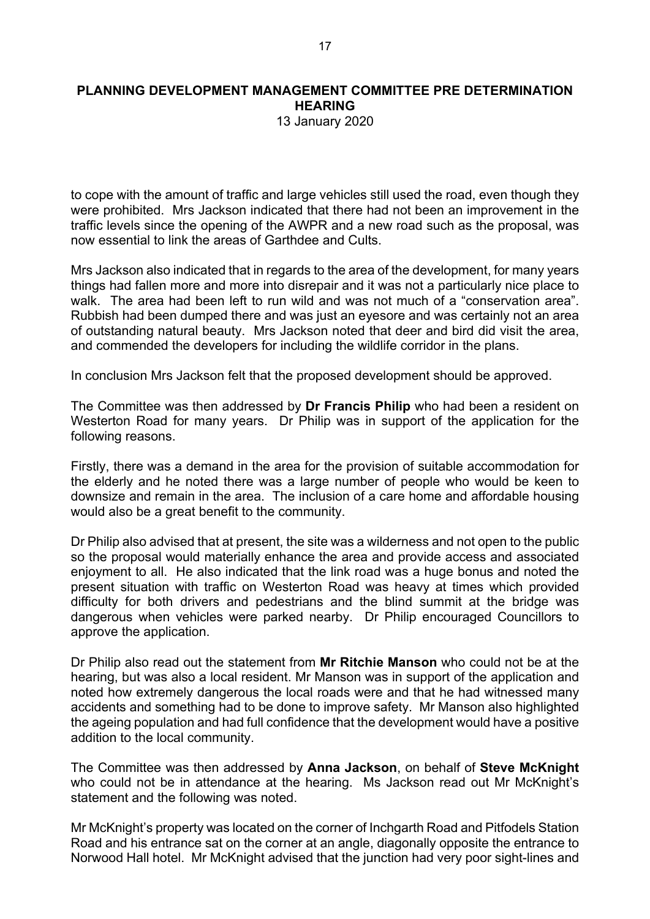to cope with the amount of traffic and large vehicles still used the road, even though they were prohibited. Mrs Jackson indicated that there had not been an improvement in the traffic levels since the opening of the AWPR and a new road such as the proposal, was now essential to link the areas of Garthdee and Cults.

Mrs Jackson also indicated that in regards to the area of the development, for many years things had fallen more and more into disrepair and it was not a particularly nice place to walk. The area had been left to run wild and was not much of a "conservation area". Rubbish had been dumped there and was just an eyesore and was certainly not an area of outstanding natural beauty. Mrs Jackson noted that deer and bird did visit the area, and commended the developers for including the wildlife corridor in the plans.

In conclusion Mrs Jackson felt that the proposed development should be approved.

The Committee was then addressed by **Dr Francis Philip** who had been a resident on Westerton Road for many years. Dr Philip was in support of the application for the following reasons.

Firstly, there was a demand in the area for the provision of suitable accommodation for the elderly and he noted there was a large number of people who would be keen to downsize and remain in the area. The inclusion of a care home and affordable housing would also be a great benefit to the community.

Dr Philip also advised that at present, the site was a wilderness and not open to the public so the proposal would materially enhance the area and provide access and associated enjoyment to all. He also indicated that the link road was a huge bonus and noted the present situation with traffic on Westerton Road was heavy at times which provided difficulty for both drivers and pedestrians and the blind summit at the bridge was dangerous when vehicles were parked nearby. Dr Philip encouraged Councillors to approve the application.

Dr Philip also read out the statement from **Mr Ritchie Manson** who could not be at the hearing, but was also a local resident. Mr Manson was in support of the application and noted how extremely dangerous the local roads were and that he had witnessed many accidents and something had to be done to improve safety. Mr Manson also highlighted the ageing population and had full confidence that the development would have a positive addition to the local community.

The Committee was then addressed by **Anna Jackson**, on behalf of **Steve McKnight** who could not be in attendance at the hearing. Ms Jackson read out Mr McKnight's statement and the following was noted.

Mr McKnight's property was located on the corner of Inchgarth Road and Pitfodels Station Road and his entrance sat on the corner at an angle, diagonally opposite the entrance to Norwood Hall hotel. Mr McKnight advised that the junction had very poor sight-lines and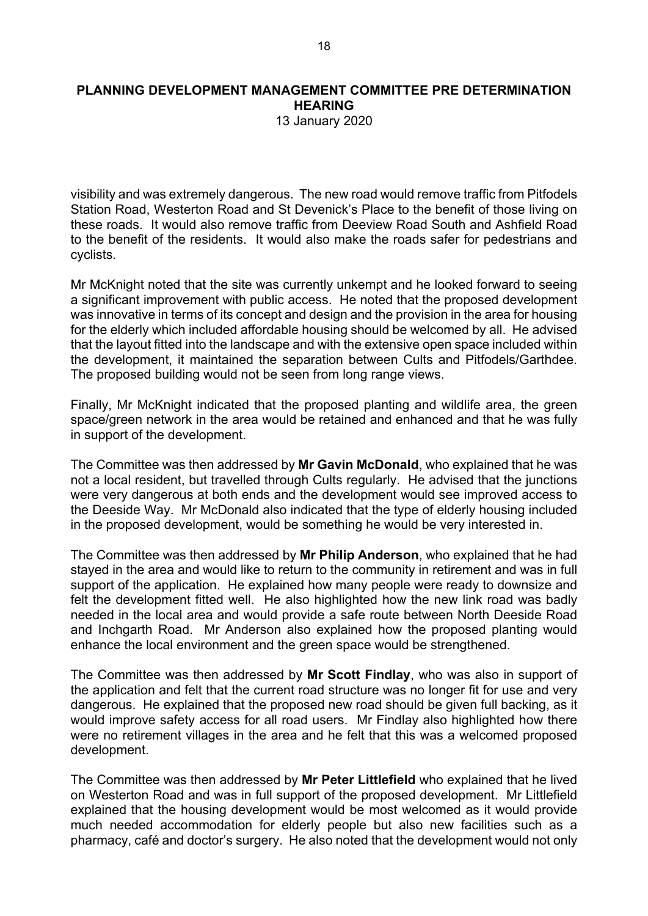visibility and was extremely dangerous. The new road would remove traffic from Pitfodels Station Road, Westerton Road and St Devenick's Place to the benefit of those living on these roads. It would also remove traffic from Deeview Road South and Ashfield Road to the benefit of the residents. It would also make the roads safer for pedestrians and cyclists.

Mr McKnight noted that the site was currently unkempt and he looked forward to seeing a significant improvement with public access. He noted that the proposed development was innovative in terms of its concept and design and the provision in the area for housing for the elderly which included affordable housing should be welcomed by all. He advised that the layout fitted into the landscape and with the extensive open space included within the development, it maintained the separation between Cults and Pitfodels/Garthdee. The proposed building would not be seen from long range views.

Finally, Mr McKnight indicated that the proposed planting and wildlife area, the green space/green network in the area would be retained and enhanced and that he was fully in support of the development.

The Committee was then addressed by **Mr Gavin McDonald**, who explained that he was not a local resident, but travelled through Cults regularly. He advised that the junctions were very dangerous at both ends and the development would see improved access to the Deeside Way. Mr McDonald also indicated that the type of elderly housing included in the proposed development, would be something he would be very interested in.

The Committee was then addressed by **Mr Philip Anderson**, who explained that he had stayed in the area and would like to return to the community in retirement and was in full support of the application. He explained how many people were ready to downsize and felt the development fitted well. He also highlighted how the new link road was badly needed in the local area and would provide a safe route between North Deeside Road and Inchgarth Road. Mr Anderson also explained how the proposed planting would enhance the local environment and the green space would be strengthened.

The Committee was then addressed by **Mr Scott Findlay**, who was also in support of the application and felt that the current road structure was no longer fit for use and very dangerous. He explained that the proposed new road should be given full backing, as it would improve safety access for all road users. Mr Findlay also highlighted how there were no retirement villages in the area and he felt that this was a welcomed proposed development.

The Committee was then addressed by **Mr Peter Littlefield** who explained that he lived on Westerton Road and was in full support of the proposed development. Mr Littlefield explained that the housing development would be most welcomed as it would provide much needed accommodation for elderly people but also new facilities such as a pharmacy, café and doctor's surgery. He also noted that the development would not only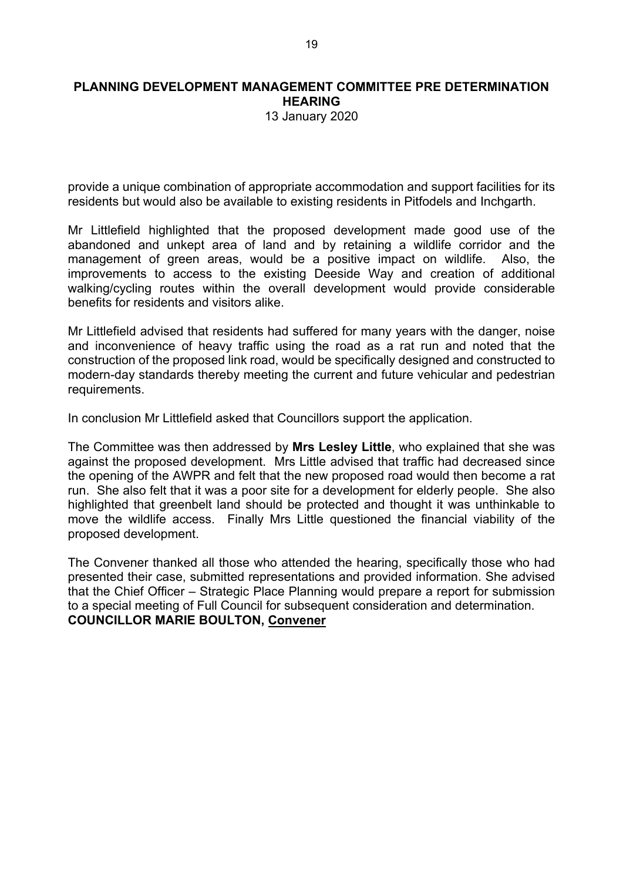provide a unique combination of appropriate accommodation and support facilities for its residents but would also be available to existing residents in Pitfodels and Inchgarth.

Mr Littlefield highlighted that the proposed development made good use of the abandoned and unkept area of land and by retaining a wildlife corridor and the management of green areas, would be a positive impact on wildlife. Also, the improvements to access to the existing Deeside Way and creation of additional walking/cycling routes within the overall development would provide considerable benefits for residents and visitors alike.

Mr Littlefield advised that residents had suffered for many years with the danger, noise and inconvenience of heavy traffic using the road as a rat run and noted that the construction of the proposed link road, would be specifically designed and constructed to modern-day standards thereby meeting the current and future vehicular and pedestrian requirements.

In conclusion Mr Littlefield asked that Councillors support the application.

The Committee was then addressed by **Mrs Lesley Little**, who explained that she was against the proposed development. Mrs Little advised that traffic had decreased since the opening of the AWPR and felt that the new proposed road would then become a rat run. She also felt that it was a poor site for a development for elderly people. She also highlighted that greenbelt land should be protected and thought it was unthinkable to move the wildlife access. Finally Mrs Little questioned the financial viability of the proposed development.

The Convener thanked all those who attended the hearing, specifically those who had presented their case, submitted representations and provided information. She advised that the Chief Officer – Strategic Place Planning would prepare a report for submission to a special meeting of Full Council for subsequent consideration and determination.

**COUNCILLOR MARIE BOULTON, Convener**